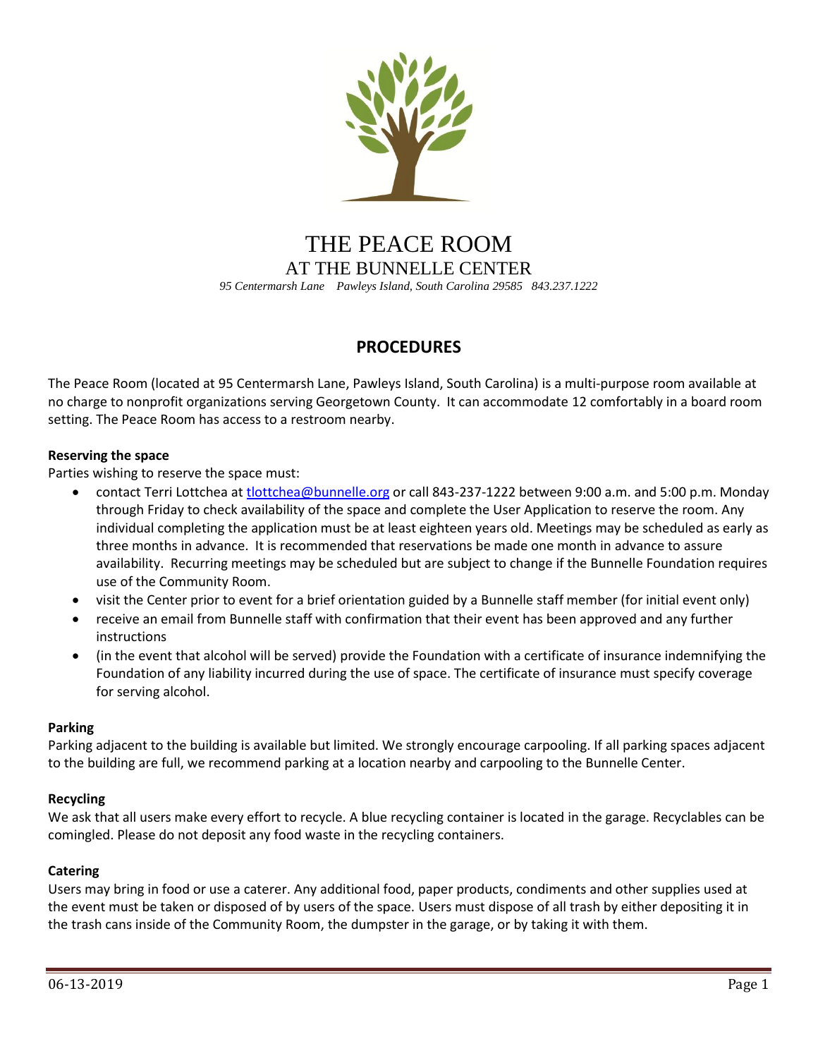# THE PEACE ROOM

## AT THE BUNNELLE CENTER

*95 Centermarsh Lane Pawleys Island, South Carolina 29585 843.237.1222*

## PROCEDURES

The Peace Room (located at 95 Centermarsh Lane, Pawleys Island, South Carolina) is a multi-purpose room available at no charge to nonprofit organizations serving Georgetown County. It can accommodate 12 comfortably in a board room setting. The Peace Room has access to a restroom nearby.

**Reserving the space**

Parties wishing to reserve the space must:

- contact Terri Lottchea at tlottchea@bunnelle.org or call 843-237-1222 between 9:00 a.m. and 5:00 p.m. Monday through Friday to check availability of the space and complete the User Application to reserve the room. Any individual completing the application must be at least eighteen years old. Meetings may be scheduled as early as three months in advance. It is recommended that reservations be made one month in advance to assure availability. Recurring meetings may be scheduled but are subject to change if the Bunnelle Foundation requires use of the Community Room.
- visit the Center prior to event for a brief orientation guided by a Bunnelle staff member (for initial event only)
- receive an email from Bunnelle staff with confirmation that their event has been approved and any further instructions
- (in the event that alcohol will be served) provide the Foundation with a certificate of insurance indemnifying the Foundation of any liability incurred during the use of space. The certificate of insurance must specify coverage for serving alcohol.

**Parking**

Parking adjacent to the building is available but limited. We strongly encourage carpooling. If all parking spaces adjacent to the building are full, we recommend parking at a location nearby and carpooling to the Bunnelle Center.

**Recycling**

We ask that all users make every effort to recycle. A blue recycling container is located in the garage. Recyclables can be comingled. Please do not deposit any food waste in the recycling containers.

**Catering**

Users may bring in food or use a caterer. Any additional food, paper products, condiments and other supplies used at the event must be taken or disposed of by users of the space. Users must dispose of all trash by either depositing it in the trash cans inside of the Community Room, the dumpster in the garage, or by taking it with them.

06-13-2019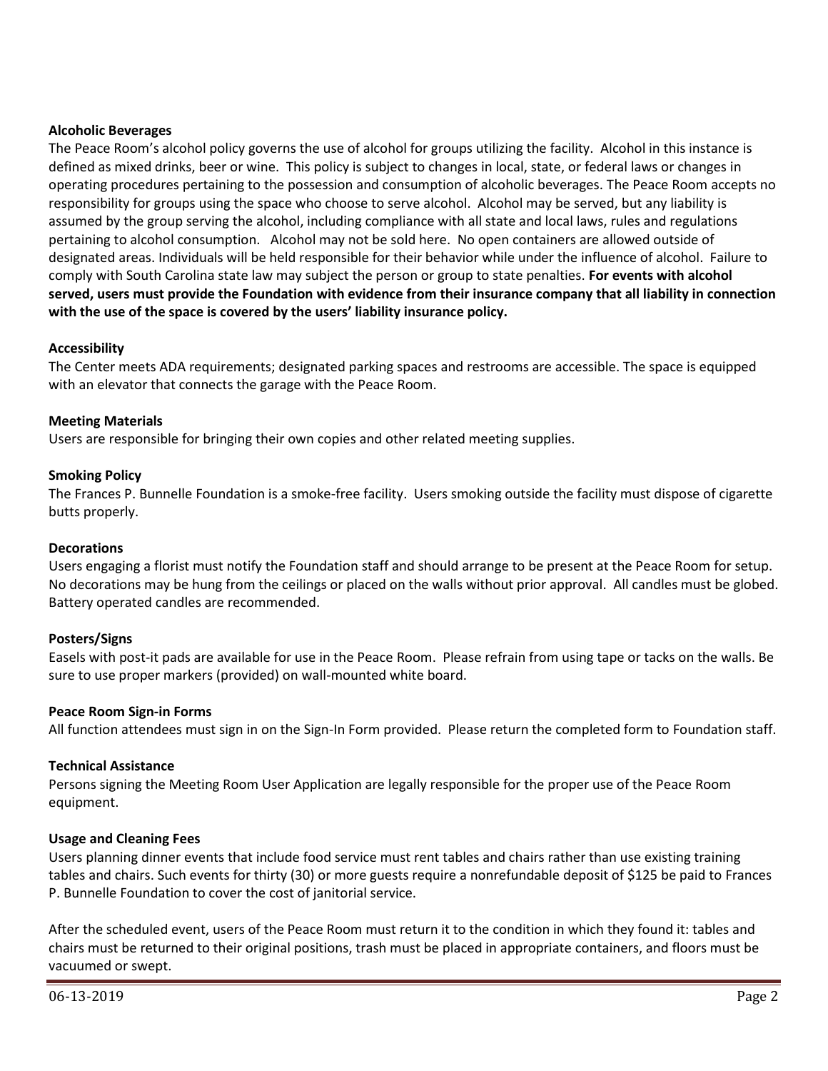**Alcoholic Beverages**

The Peace Room's alcohol policy governs the use of alcohol for groups utilizing the facility. Alcohol in this instance is defined as mixed drinks, beer or wine. This policy is subject to changes in local, state, or federal laws or changes in operating procedures pertaining to the possession and consumption of alcoholic beverages. The Peace Room accepts no responsibility for groups using the space who choose to serve alcohol. Alcohol may be served, but any liability is assumed by the group serving the alcohol, including compliance with all state and local laws, rules and regulations pertaining to alcohol consumption. Alcohol may not be sold here. No open containers are allowed outside of designated areas. Individuals will be held responsible for their behavior while under the influence of alcohol. Failure to comply with South Carolina state law may subject the person or group to state penalties. **For events with alcohol served, users must provide the Foundation with evidence from their insurance company that all liability in connection with the use of the space is covered by the users' liability insurance policy.**

**Accessibility**

The Center meets ADA requirements; designated parking spaces and restrooms are accessible. The space is equipped with an elevator that connects the garage with the Peace Room.

**Meeting Materials**

Users are responsible for bringing their own copies and other related meeting supplies.

**Smoking Policy**

The Frances P. Bunnelle Foundation is a smoke-free facility. Users smoking outside the facility must dispose of cigarette butts properly.

**Decorations**

Users engaging a florist must notify the Foundation staff and should arrange to be present at the Peace Room for setup. No decorations may be hung from the ceilings or placed on the walls without prior approval. All candles must be globed. Battery operated candles are recommended.

**Posters/Signs**

Easels with post-it pads are available for use in the Peace Room. Please refrain from using tape or tacks on the walls. Be sure to use proper markers (provided) on wall-mounted white board.

**Peace Room Sign-in Forms**

All function attendees must sign in on the Sign-In Form provided. Please return the completed form to Foundation staff.

**Technical Assistance**

Persons signing the Meeting Room User Application are legally responsible for the proper use of the Peace Room equipment.

**Usage and Cleaning Fees**

Users planning dinner events that include food service must rent tables and chairs rather than use existing training tables and chairs. Such events for thirty (30) or more guests require a nonrefundable deposit of $125 be paid to Frances P. Bunnelle Foundation to cover the cost of janitorial service.

After the scheduled event, users of the Peace Room must return it to the condition in which they found it: tables and chairs must be returned to their original positions, trash must be placed in appropriate containers, and floors must be vacuumed or swept.

06-13-2019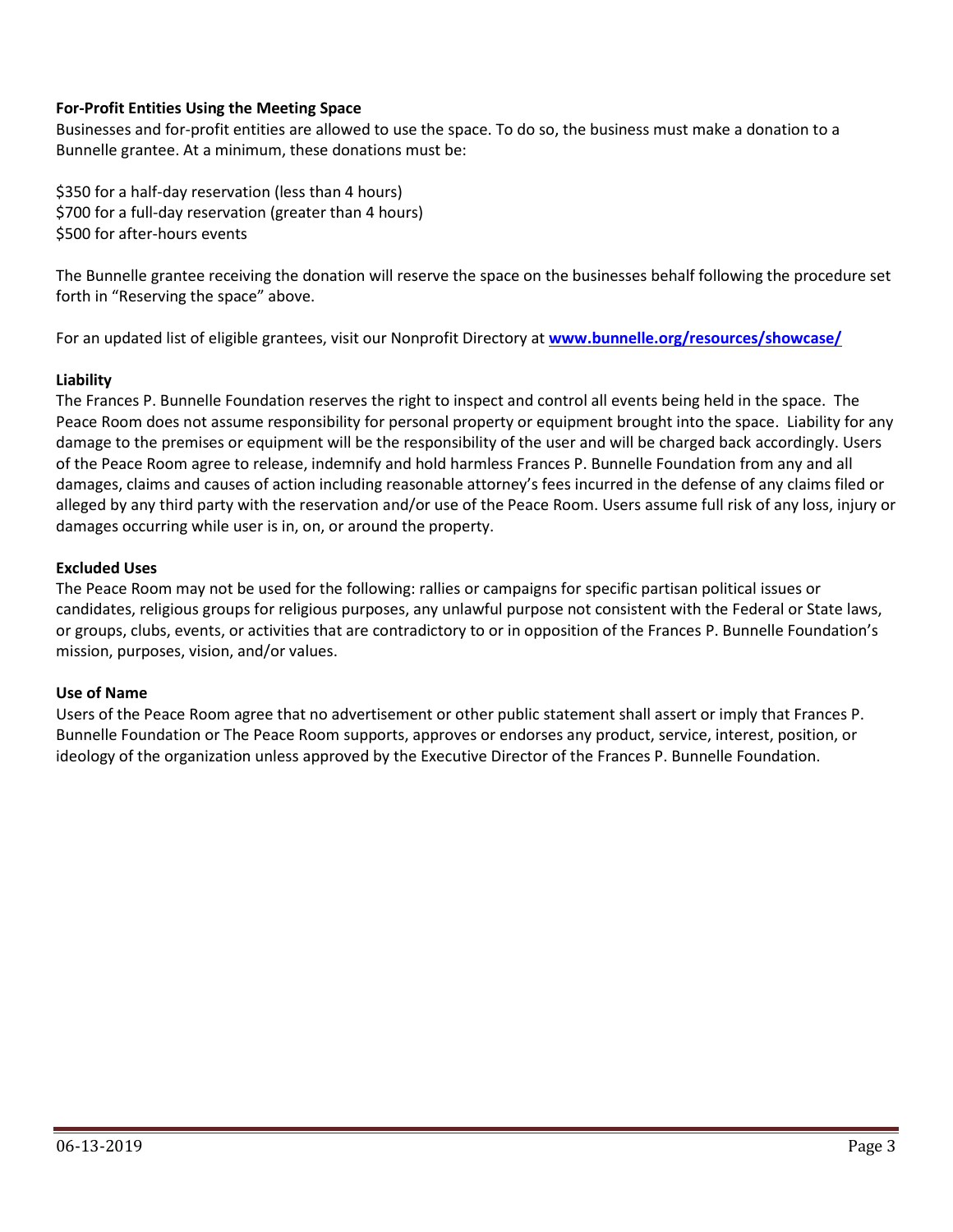**For-Profit Entities Using the Meeting Space**

Businesses and for-profit entities are allowed to use the space. To do so, the business must make a donation to a Bunnelle grantee. At a minimum, these donations must be:

$350 for a half-day reservation (less than 4 hours)
$700 for a full-day reservation (greater than 4 hours)
$500 for after-hours events

The Bunnelle grantee receiving the donation will reserve the space on the businesses behalf following the procedure set forth in "Reserving the space" above.

For an updated list of eligible grantees, visit our Nonprofit Directory at **www.bunnelle.org/resources/showcase/**

**Liability**

The Frances P. Bunnelle Foundation reserves the right to inspect and control all events being held in the space. The Peace Room does not assume responsibility for personal property or equipment brought into the space. Liability for any damage to the premises or equipment will be the responsibility of the user and will be charged back accordingly. Users of the Peace Room agree to release, indemnify and hold harmless Frances P. Bunnelle Foundation from any and all damages, claims and causes of action including reasonable attorney's fees incurred in the defense of any claims filed or alleged by any third party with the reservation and/or use of the Peace Room. Users assume full risk of any loss, injury or damages occurring while user is in, on, or around the property.

**Excluded Uses**

The Peace Room may not be used for the following: rallies or campaigns for specific partisan political issues or candidates, religious groups for religious purposes, any unlawful purpose not consistent with the Federal or State laws, or groups, clubs, events, or activities that are contradictory to or in opposition of the Frances P. Bunnelle Foundation's mission, purposes, vision, and/or values.

**Use of Name**

Users of the Peace Room agree that no advertisement or other public statement shall assert or imply that Frances P. Bunnelle Foundation or The Peace Room supports, approves or endorses any product, service, interest, position, or ideology of the organization unless approved by the Executive Director of the Frances P. Bunnelle Foundation.